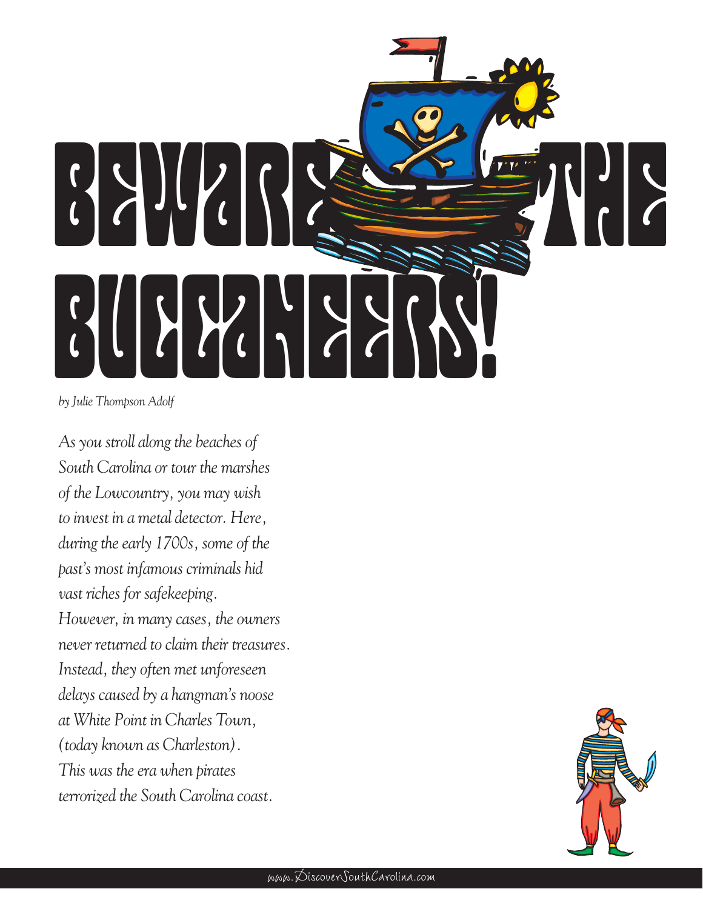# BEWARE THE BUCCANEERS!

*by Julie Thompson Adolf*

*As you stroll along the beaches of South Carolina or tour the marshes of the Lowcountry, you may wish to invest in a metal detector. Here, during the early 1700s, some of the past's most infamous criminals hid vast riches for safekeeping. However, in many cases, the owners never returned to claim their treasures. Instead, they often met unforeseen delays caused by a hangman's noose at White Point in Charles Town, (today known as Charleston). This was the era when pirates terrorized the South Carolina coast.*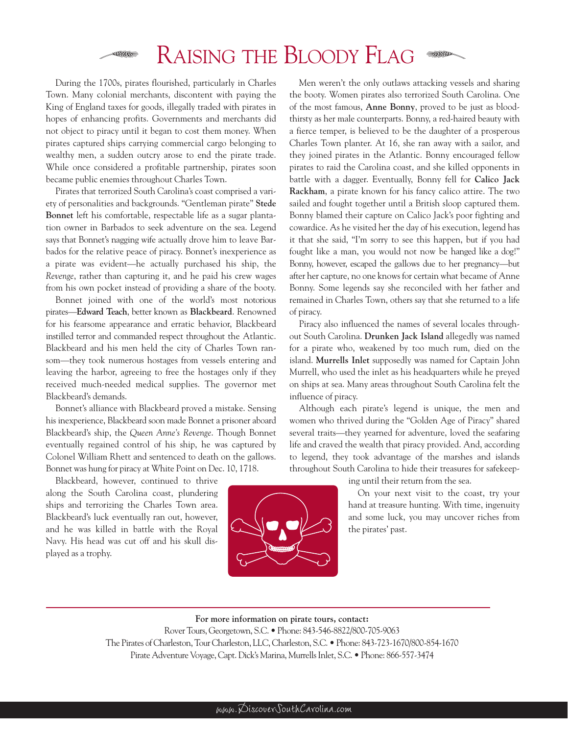# Raising the Bloody Flag

During the 1700s, pirates flourished, particularly in Charles Town. Many colonial merchants, discontent with paying the King of England taxes for goods, illegally traded with pirates in hopes of enhancing profits. Governments and merchants did not object to piracy until it began to cost them money. When pirates captured ships carrying commercial cargo belonging to wealthy men, a sudden outcry arose to end the pirate trade. While once considered a profitable partnership, pirates soon became public enemies throughout Charles Town.

Pirates that terrorized South Carolina's coast comprised a variety of personalities and backgrounds. "Gentleman pirate" **Stede Bonnet** left his comfortable, respectable life as a sugar plantation owner in Barbados to seek adventure on the sea. Legend says that Bonnet's nagging wife actually drove him to leave Barbados for the relative peace of piracy. Bonnet's inexperience as a pirate was evident—he actually purchased his ship, the *Revenge*, rather than capturing it, and he paid his crew wages from his own pocket instead of providing a share of the booty.

Bonnet joined with one of the world's most notorious pirates—**Edward Teach**, better known as **Blackbeard**. Renowned for his fearsome appearance and erratic behavior, Blackbeard instilled terror and commanded respect throughout the Atlantic. Blackbeard and his men held the city of Charles Town ransom—they took numerous hostages from vessels entering and leaving the harbor, agreeing to free the hostages only if they received much-needed medical supplies. The governor met Blackbeard's demands.

Bonnet's alliance with Blackbeard proved a mistake. Sensing his inexperience, Blackbeard soon made Bonnet a prisoner aboard Blackbeard's ship, the *Queen Anne's Revenge*. Though Bonnet eventually regained control of his ship, he was captured by Colonel William Rhett and sentenced to death on the gallows. Bonnet was hung for piracy at White Point on Dec. 10, 1718.

Blackbeard, however, continued to thrive along the South Carolina coast, plundering ships and terrorizing the Charles Town area. Blackbeard's luck eventually ran out, however, and he was killed in battle with the Royal Navy. His head was cut off and his skull displayed as a trophy.

Men weren't the only outlaws attacking vessels and sharing the booty. Women pirates also terrorized South Carolina. One of the most famous, **Anne Bonny**, proved to be just as bloodthirsty as her male counterparts. Bonny, a red-haired beauty with a fierce temper, is believed to be the daughter of a prosperous Charles Town planter. At 16, she ran away with a sailor, and they joined pirates in the Atlantic. Bonny encouraged fellow pirates to raid the Carolina coast, and she killed opponents in battle with a dagger. Eventually, Bonny fell for **Calico Jack Rackham**, a pirate known for his fancy calico attire. The two sailed and fought together until a British sloop captured them. Bonny blamed their capture on Calico Jack's poor fighting and cowardice. As he visited her the day of his execution, legend has it that she said, "I'm sorry to see this happen, but if you had fought like a man, you would not now be hanged like a dog!" Bonny, however, escaped the gallows due to her pregnancy—but after her capture, no one knows for certain what became of Anne Bonny. Some legends say she reconciled with her father and remained in Charles Town, others say that she returned to a life of piracy.

Piracy also influenced the names of several locales throughout South Carolina. **Drunken Jack Island** allegedly was named for a pirate who, weakened by too much rum, died on the island. **Murrells Inlet** supposedly was named for Captain John Murrell, who used the inlet as his headquarters while he preyed on ships at sea. Many areas throughout South Carolina felt the influence of piracy.

Although each pirate's legend is unique, the men and women who thrived during the "Golden Age of Piracy" shared several traits—they yearned for adventure, loved the seafaring life and craved the wealth that piracy provided. And, according to legend, they took advantage of the marshes and islands throughout South Carolina to hide their treasures for safekeeping until their return from the sea.

On your next visit to the coast, try your hand at treasure hunting. With time, ingenuity and some luck, you may uncover riches from the pirates' past.

**For more information on pirate tours, contact:**

Rover Tours, Georgetown, S.C. • Phone: 843-546-8822/800-705-9063

The Pirates of Charleston, Tour Charleston, LLC, Charleston, S.C. • Phone: 843-723-1670/800-854-1670

Pirate Adventure Voyage, Capt. Dick's Marina, Murrells Inlet, S.C. • Phone: 866-557-3474